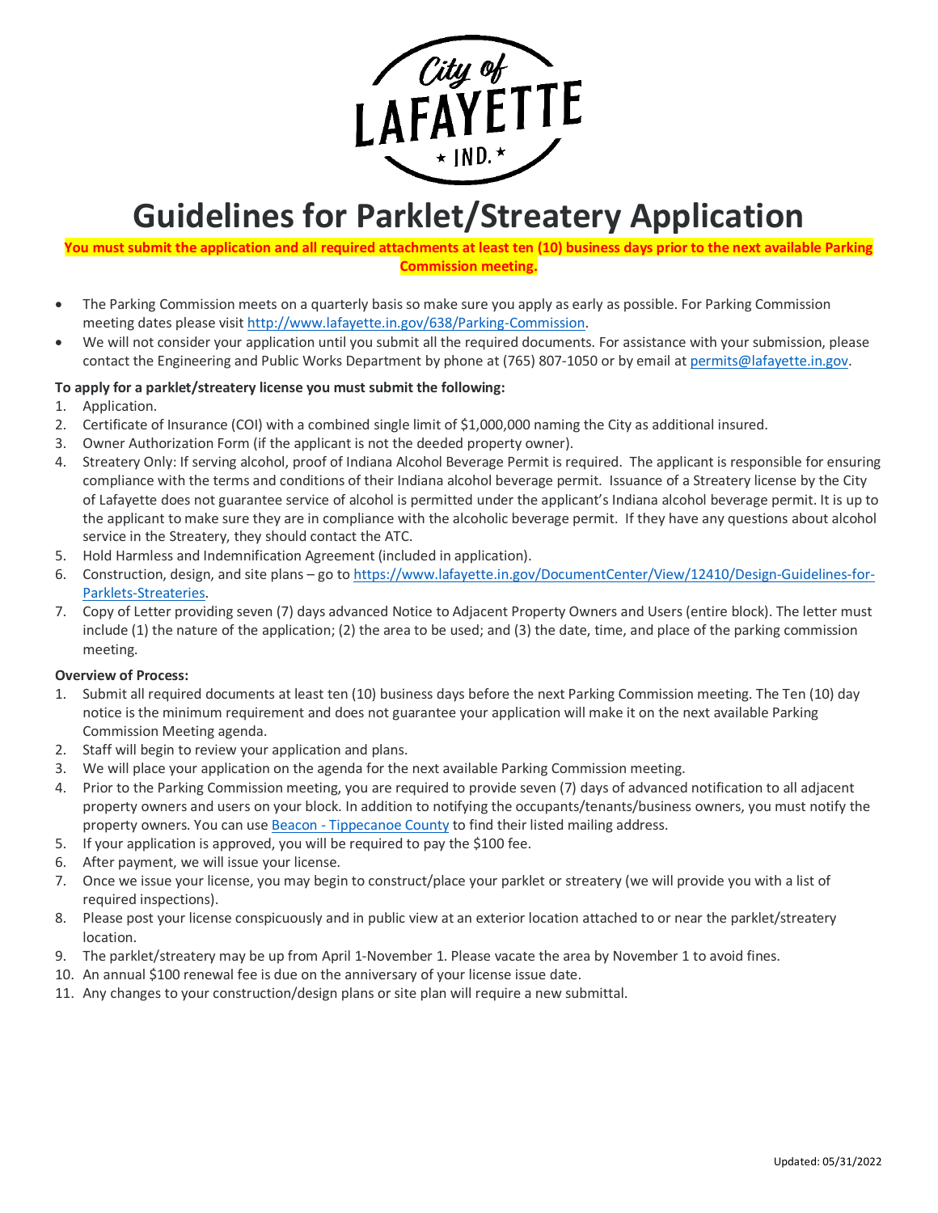# Guidelines for Parklet/Streatery Application

**You must submit the application and all required attachments at least ten (10) business days prior to the next available Parking Commission meeting.**

- The Parking Commission meets on a quarterly basis so make sure you apply as early as possible. For Parking Commission meeting dates please visit [http://www.lafayette.in.gov/638/Parking-Commission](http://www.lafayette.in.gov/638/Parking-Commission).
- We will not consider your application until you submit all the required documents. For assistance with your submission, please contact the Engineering and Public Works Department by phone at (765) 807-1050 or by email at [permits@lafayette.in.gov](mailto:permits@lafayette.in.gov).

**To apply for a parklet/streatery license you must submit the following:**

1. Application.
2. Certificate of Insurance (COI) with a combined single limit of $1,000,000 naming the City as additional insured.
3. Owner Authorization Form (if the applicant is not the deeded property owner).
4. Streatery Only: If serving alcohol, proof of Indiana Alcohol Beverage Permit is required. The applicant is responsible for ensuring compliance with the terms and conditions of their Indiana alcohol beverage permit. Issuance of a Streatery license by the City of Lafayette does not guarantee service of alcohol is permitted under the applicant's Indiana alcohol beverage permit. It is up to the applicant to make sure they are in compliance with the alcoholic beverage permit. If they have any questions about alcohol service in the Streatery, they should contact the ATC.
5. Hold Harmless and Indemnification Agreement (included in application).
6. Construction, design, and site plans – go to [https://www.lafayette.in.gov/DocumentCenter/View/12410/Design-Guidelines-for-Parklets-Streateries](https://www.lafayette.in.gov/DocumentCenter/View/12410/Design-Guidelines-for-Parklets-Streateries).
7. Copy of Letter providing seven (7) days advanced Notice to Adjacent Property Owners and Users (entire block). The letter must include (1) the nature of the application; (2) the area to be used; and (3) the date, time, and place of the parking commission meeting.

**Overview of Process:**

1. Submit all required documents at least ten (10) business days before the next Parking Commission meeting. The Ten (10) day notice is the minimum requirement and does not guarantee your application will make it on the next available Parking Commission Meeting agenda.
2. Staff will begin to review your application and plans.
3. We will place your application on the agenda for the next available Parking Commission meeting.
4. Prior to the Parking Commission meeting, you are required to provide seven (7) days of advanced notification to all adjacent property owners and users on your block. In addition to notifying the occupants/tenants/business owners, you must notify the property owners. You can use Beacon - Tippecanoe County to find their listed mailing address.
5. If your application is approved, you will be required to pay the $100 fee.
6. After payment, we will issue your license.
7. Once we issue your license, you may begin to construct/place your parklet or streatery (we will provide you with a list of required inspections).
8. Please post your license conspicuously and in public view at an exterior location attached to or near the parklet/streatery location.
9. The parklet/streatery may be up from April 1-November 1. Please vacate the area by November 1 to avoid fines.
10. An annual $100 renewal fee is due on the anniversary of your license issue date.
11. Any changes to your construction/design plans or site plan will require a new submittal.

Updated: 05/31/2022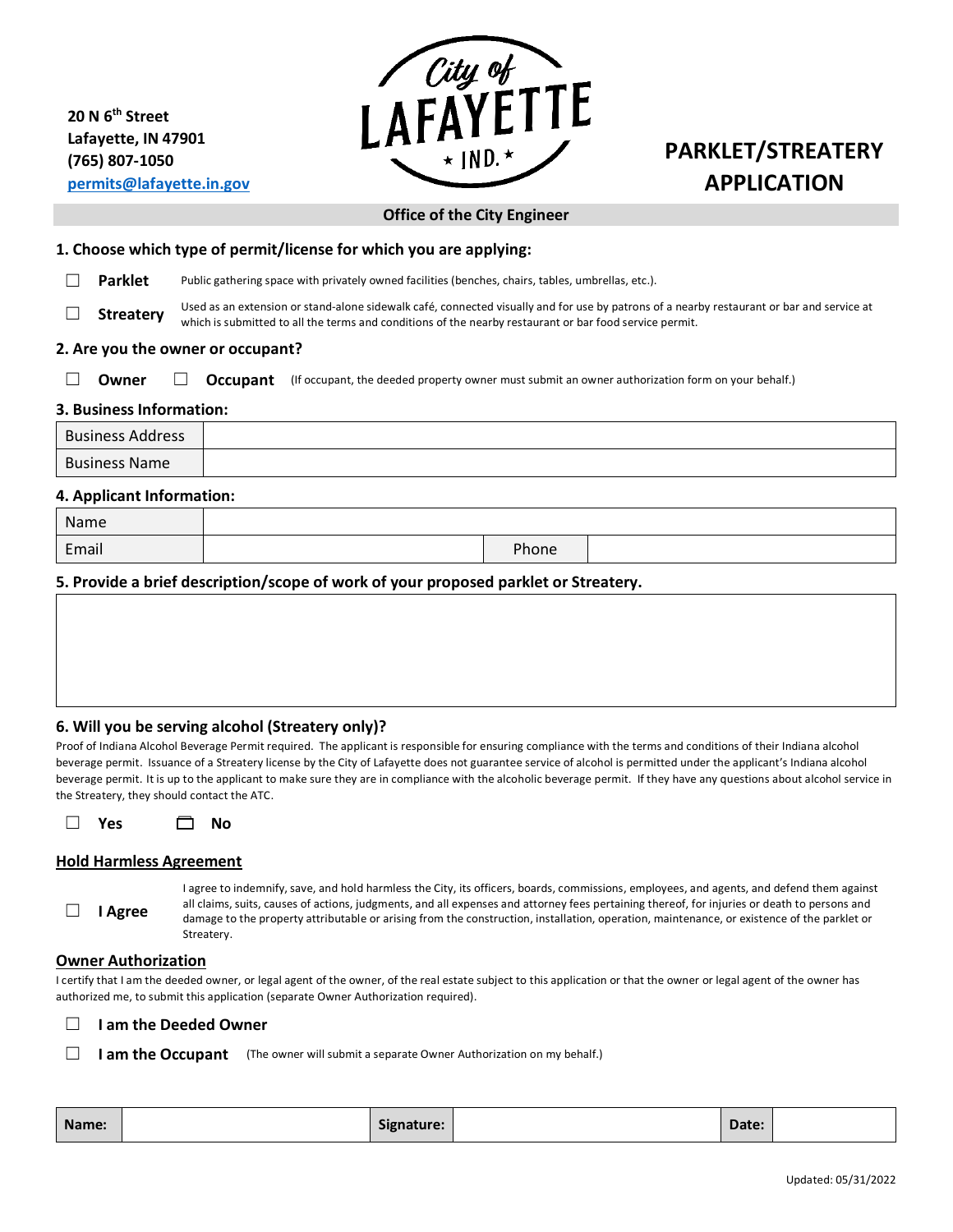20 N 6th Street
Lafayette, IN 47901
(765) 807-1050
permits@lafayette.in.gov

# PARKLET/STREATERY APPLICATION

**Office of the City Engineer**

### 1. Choose which type of permit/license for which you are applying:

☐ **Parklet** Public gathering space with privately owned facilities (benches, chairs, tables, umbrellas, etc.).

☐ **Streatery** Used as an extension or stand-alone sidewalk café, connected visually and for use by patrons of a nearby restaurant or bar and service at which is submitted to all the terms and conditions of the nearby restaurant or bar food service permit.

### 2. Are you the owner or occupant?

☐ **Owner** ☐ **Occupant** (If occupant, the deeded property owner must submit an owner authorization form on your behalf.)

### 3. Business Information:

| | |
|---|---|
| Business Address | |
| Business Name | |

### 4. Applicant Information:

| | | | |
|---|---|---|---|
| Name | | | |
| Email | | Phone | |

### 5. Provide a brief description/scope of work of your proposed parklet or Streatery.

| |
|---|
| |

### 6. Will you be serving alcohol (Streatery only)?

Proof of Indiana Alcohol Beverage Permit required. The applicant is responsible for ensuring compliance with the terms and conditions of their Indiana alcohol beverage permit. Issuance of a Streatery license by the City of Lafayette does not guarantee service of alcohol is permitted under the applicant's Indiana alcohol beverage permit. It is up to the applicant to make sure they are in compliance with the alcoholic beverage permit. If they have any questions about alcohol service in the Streatery, they should contact the ATC.

☐ **Yes** ☐ **No**

### Hold Harmless Agreement

☐ **I Agree** I agree to indemnify, save, and hold harmless the City, its officers, boards, commissions, employees, and agents, and defend them against all claims, suits, causes of actions, judgments, and all expenses and attorney fees pertaining thereof, for injuries or death to persons and damage to the property attributable or arising from the construction, installation, operation, maintenance, or existence of the parklet or Streatery.

### Owner Authorization

I certify that I am the deeded owner, or legal agent of the owner, of the real estate subject to this application or that the owner or legal agent of the owner has authorized me, to submit this application (separate Owner Authorization required).

☐ **I am the Deeded Owner**

☐ **I am the Occupant** (The owner will submit a separate Owner Authorization on my behalf.)

| | | | | | |
|---|---|---|---|---|---|
| **Name:** | | **Signature:** | | **Date:** | |

Updated: 05/31/2022